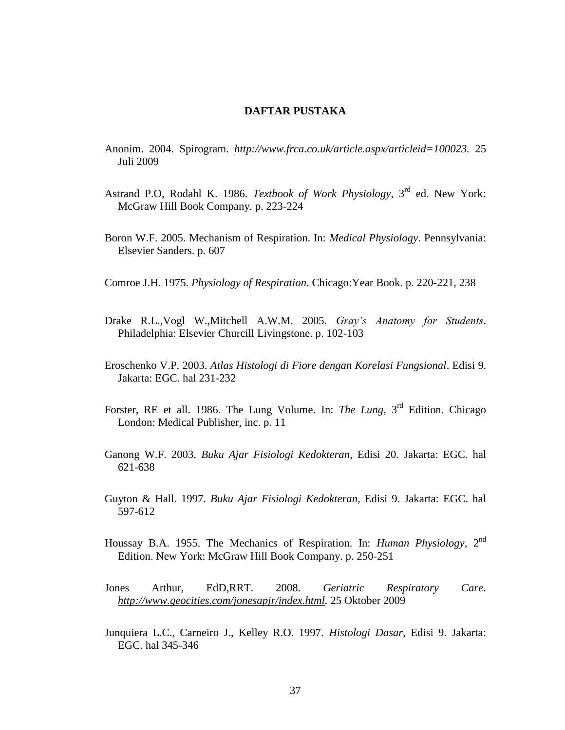# DAFTAR PUSTAKA

Anonim. 2004. Spirogram. *http://www.frca.co.uk/article.aspx/articleid=100023*. 25 Juli 2009

Astrand P.O, Rodahl K. 1986. *Textbook of Work Physiology*, 3rd ed. New York: McGraw Hill Book Company. p. 223-224

Boron W.F. 2005. Mechanism of Respiration. In: *Medical Physiology*. Pennsylvania: Elsevier Sanders. p. 607

Comroe J.H. 1975. *Physiology of Respiration*. Chicago:Year Book. p. 220-221, 238

Drake R.L.,Vogl W.,Mitchell A.W.M. 2005. *Gray's Anatomy for Students*. Philadelphia: Elsevier Churcill Livingstone. p. 102-103

Eroschenko V.P. 2003. *Atlas Histologi di Fiore dengan Korelasi Fungsional*. Edisi 9. Jakarta: EGC. hal 231-232

Forster, RE et all. 1986. The Lung Volume. In: *The Lung*, 3rd Edition. Chicago London: Medical Publisher, inc. p. 11

Ganong W.F. 2003. *Buku Ajar Fisiologi Kedokteran*, Edisi 20. Jakarta: EGC. hal 621-638

Guyton & Hall. 1997. *Buku Ajar Fisiologi Kedokteran*, Edisi 9. Jakarta: EGC. hal 597-612

Houssay B.A. 1955. The Mechanics of Respiration. In: *Human Physiology*, 2nd Edition. New York: McGraw Hill Book Company. p. 250-251

Jones Arthur, EdD,RRT. 2008. *Geriatric Respiratory Care*. *http://www.geocities.com/jonesapjr/index.html*. 25 Oktober 2009

Junquiera L.C., Carneiro J., Kelley R.O. 1997. *Histologi Dasar*, Edisi 9. Jakarta: EGC. hal 345-346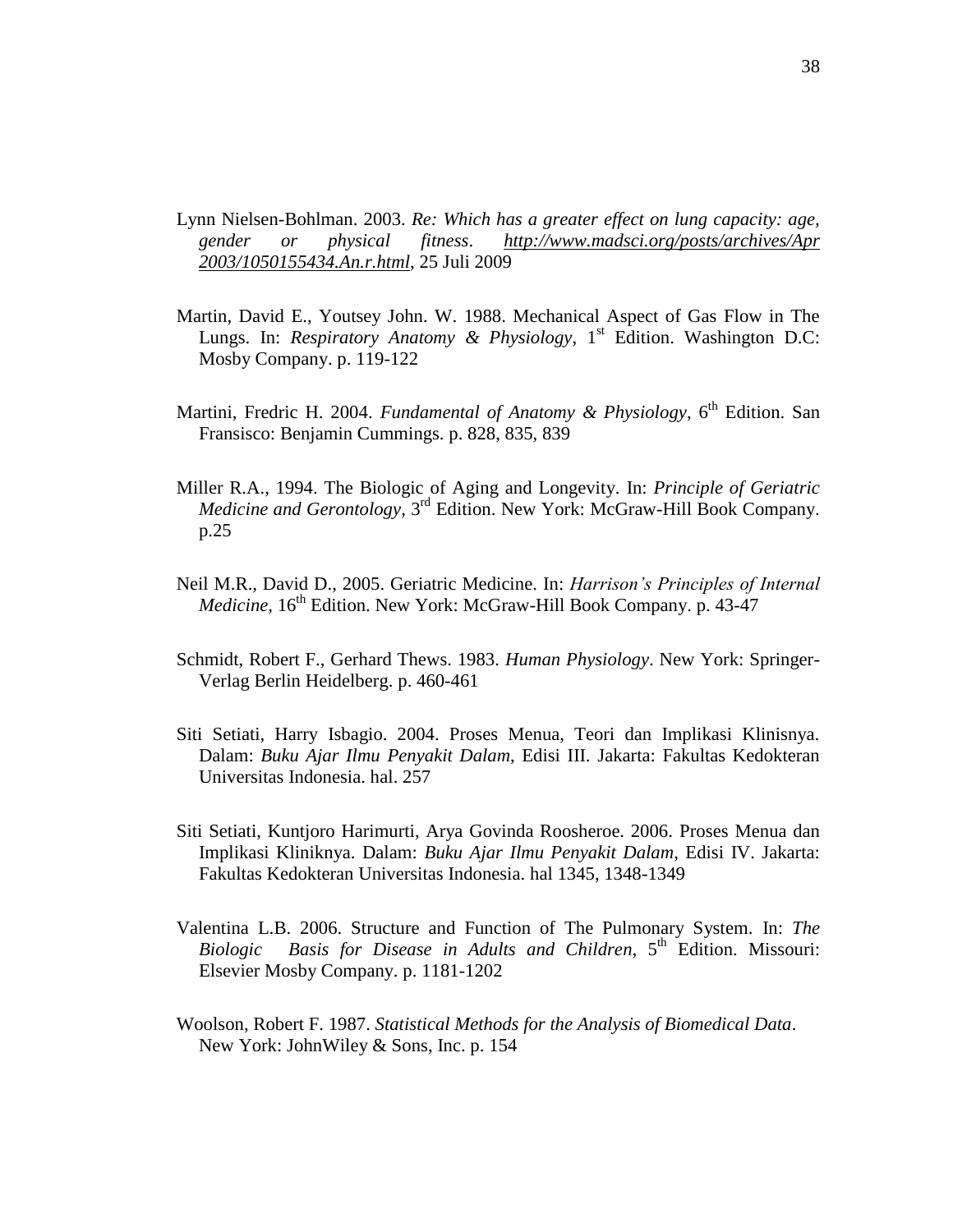Lynn Nielsen-Bohlman. 2003. *Re: Which has a greater effect on lung capacity: age, gender or physical fitness*. http://www.madsci.org/posts/archives/Apr2003/1050155434.An.r.html, 25 Juli 2009

Martin, David E., Youtsey John. W. 1988. Mechanical Aspect of Gas Flow in The Lungs. In: *Respiratory Anatomy & Physiology*, 1st Edition. Washington D.C: Mosby Company. p. 119-122

Martini, Fredric H. 2004. *Fundamental of Anatomy & Physiology*, 6th Edition. San Fransisco: Benjamin Cummings. p. 828, 835, 839

Miller R.A., 1994. The Biologic of Aging and Longevity. In: *Principle of Geriatric Medicine and Gerontology*, 3rd Edition. New York: McGraw-Hill Book Company. p.25

Neil M.R., David D., 2005. Geriatric Medicine. In: *Harrison's Principles of Internal Medicine*, 16th Edition. New York: McGraw-Hill Book Company. p. 43-47

Schmidt, Robert F., Gerhard Thews. 1983. *Human Physiology*. New York: Springer-Verlag Berlin Heidelberg. p. 460-461

Siti Setiati, Harry Isbagio. 2004. Proses Menua, Teori dan Implikasi Klinisnya. Dalam: *Buku Ajar Ilmu Penyakit Dalam*, Edisi III. Jakarta: Fakultas Kedokteran Universitas Indonesia. hal. 257

Siti Setiati, Kuntjoro Harimurti, Arya Govinda Roosheroe. 2006. Proses Menua dan Implikasi Kliniknya. Dalam: *Buku Ajar Ilmu Penyakit Dalam*, Edisi IV. Jakarta: Fakultas Kedokteran Universitas Indonesia. hal 1345, 1348-1349

Valentina L.B. 2006. Structure and Function of The Pulmonary System. In: *The Biologic Basis for Disease in Adults and Children*, 5th Edition. Missouri: Elsevier Mosby Company. p. 1181-1202

Woolson, Robert F. 1987. *Statistical Methods for the Analysis of Biomedical Data*. New York: JohnWiley & Sons, Inc. p. 154